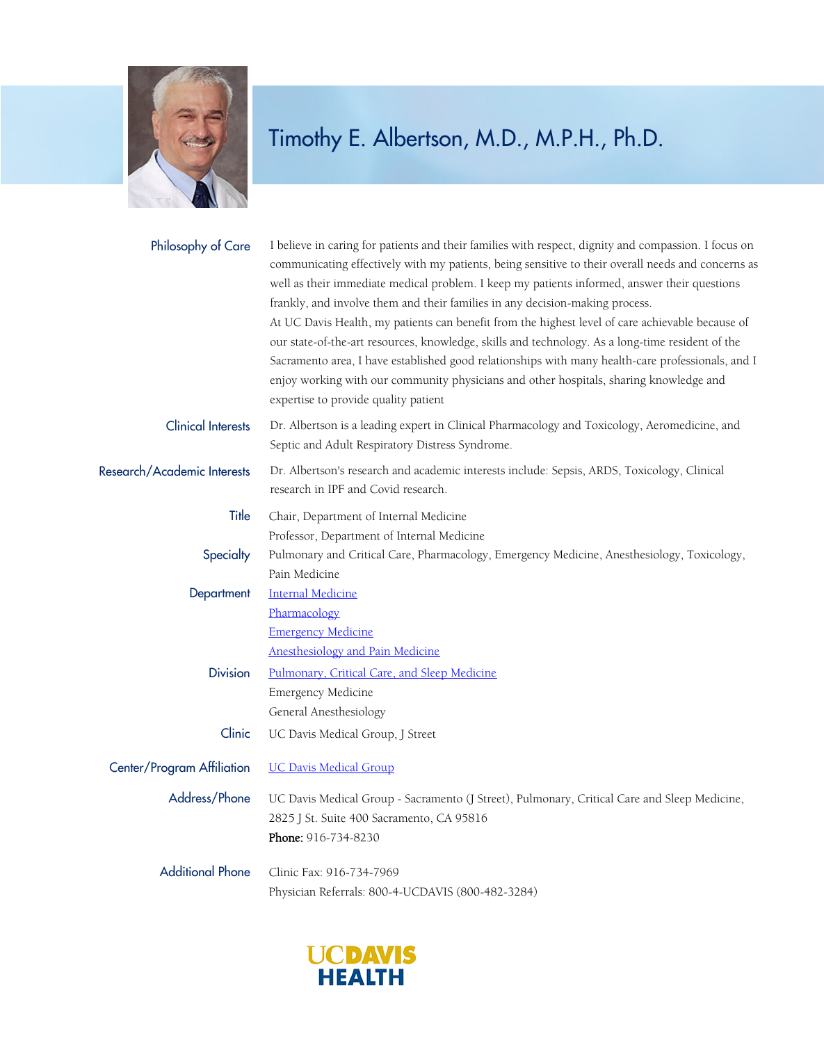# Timothy E. Albertson, M.D., M.P.H., Ph.D.

**Philosophy of Care**

I believe in caring for patients and their families with respect, dignity and compassion. I focus on communicating effectively with my patients, being sensitive to their overall needs and concerns as well as their immediate medical problem. I keep my patients informed, answer their questions frankly, and involve them and their families in any decision-making process.

At UC Davis Health, my patients can benefit from the highest level of care achievable because of our state-of-the-art resources, knowledge, skills and technology. As a long-time resident of the Sacramento area, I have established good relationships with many health-care professionals, and I enjoy working with our community physicians and other hospitals, sharing knowledge and expertise to provide quality patient

**Clinical Interests**

Dr. Albertson is a leading expert in Clinical Pharmacology and Toxicology, Aeromedicine, and Septic and Adult Respiratory Distress Syndrome.

**Research/Academic Interests**

Dr. Albertson's research and academic interests include: Sepsis, ARDS, Toxicology, Clinical research in IPF and Covid research.

**Title**

Chair, Department of Internal Medicine
Professor, Department of Internal Medicine

**Specialty**

Pulmonary and Critical Care, Pharmacology, Emergency Medicine, Anesthesiology, Toxicology, Pain Medicine

**Department**

Internal Medicine
Pharmacology
Emergency Medicine
Anesthesiology and Pain Medicine

**Division**

Pulmonary, Critical Care, and Sleep Medicine
Emergency Medicine
General Anesthesiology

**Clinic**

UC Davis Medical Group, J Street

**Center/Program Affiliation**

UC Davis Medical Group

**Address/Phone**

UC Davis Medical Group - Sacramento (J Street), Pulmonary, Critical Care and Sleep Medicine, 2825 J St. Suite 400 Sacramento, CA 95816
**Phone:** 916-734-8230

**Additional Phone**

Clinic Fax: 916-734-7969
Physician Referrals: 800-4-UCDAVIS (800-482-3284)

UCDAVIS HEALTH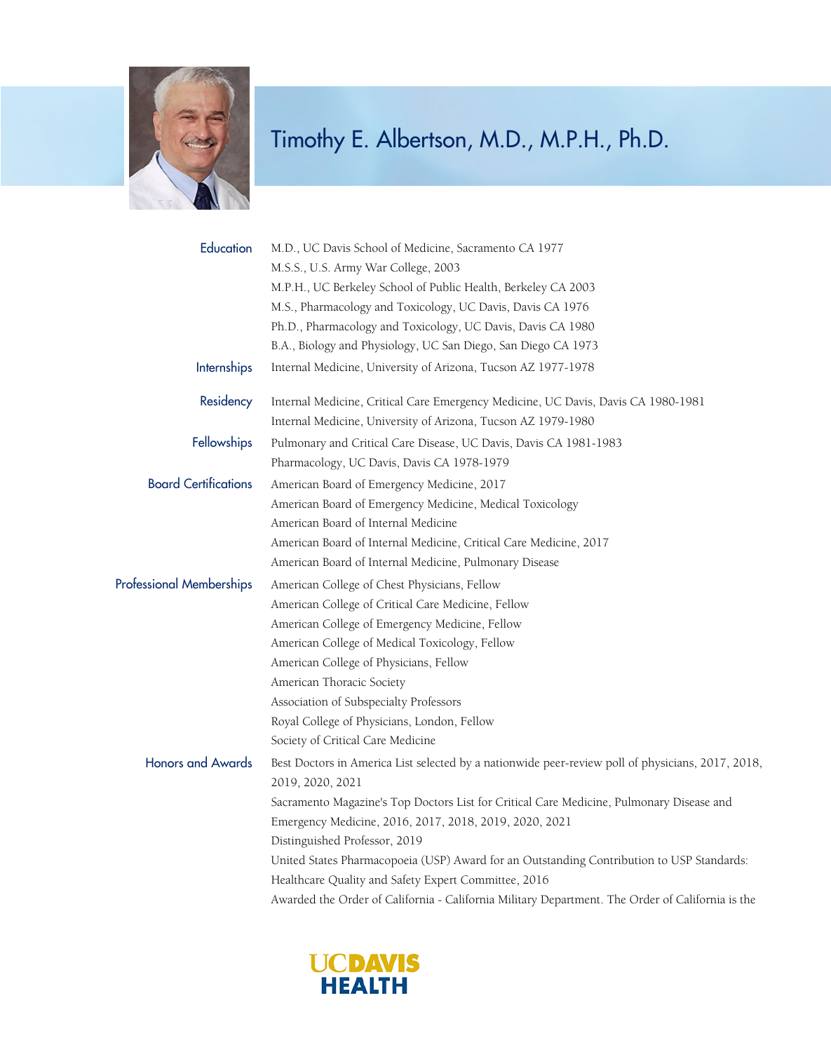# Timothy E. Albertson, M.D., M.P.H., Ph.D.

**Education**

M.D., UC Davis School of Medicine, Sacramento CA 1977
M.S.S., U.S. Army War College, 2003
M.P.H., UC Berkeley School of Public Health, Berkeley CA 2003
M.S., Pharmacology and Toxicology, UC Davis, Davis CA 1976
Ph.D., Pharmacology and Toxicology, UC Davis, Davis CA 1980
B.A., Biology and Physiology, UC San Diego, San Diego CA 1973

**Internships**

Internal Medicine, University of Arizona, Tucson AZ 1977-1978

**Residency**

Internal Medicine, Critical Care Emergency Medicine, UC Davis, Davis CA 1980-1981
Internal Medicine, University of Arizona, Tucson AZ 1979-1980

**Fellowships**

Pulmonary and Critical Care Disease, UC Davis, Davis CA 1981-1983
Pharmacology, UC Davis, Davis CA 1978-1979

**Board Certifications**

American Board of Emergency Medicine, 2017
American Board of Emergency Medicine, Medical Toxicology
American Board of Internal Medicine
American Board of Internal Medicine, Critical Care Medicine, 2017
American Board of Internal Medicine, Pulmonary Disease

**Professional Memberships**

American College of Chest Physicians, Fellow
American College of Critical Care Medicine, Fellow
American College of Emergency Medicine, Fellow
American College of Medical Toxicology, Fellow
American College of Physicians, Fellow
American Thoracic Society
Association of Subspecialty Professors
Royal College of Physicians, London, Fellow
Society of Critical Care Medicine

**Honors and Awards**

Best Doctors in America List selected by a nationwide peer-review poll of physicians, 2017, 2018, 2019, 2020, 2021
Sacramento Magazine's Top Doctors List for Critical Care Medicine, Pulmonary Disease and Emergency Medicine, 2016, 2017, 2018, 2019, 2020, 2021
Distinguished Professor, 2019
United States Pharmacopoeia (USP) Award for an Outstanding Contribution to USP Standards: Healthcare Quality and Safety Expert Committee, 2016
Awarded the Order of California - California Military Department. The Order of California is the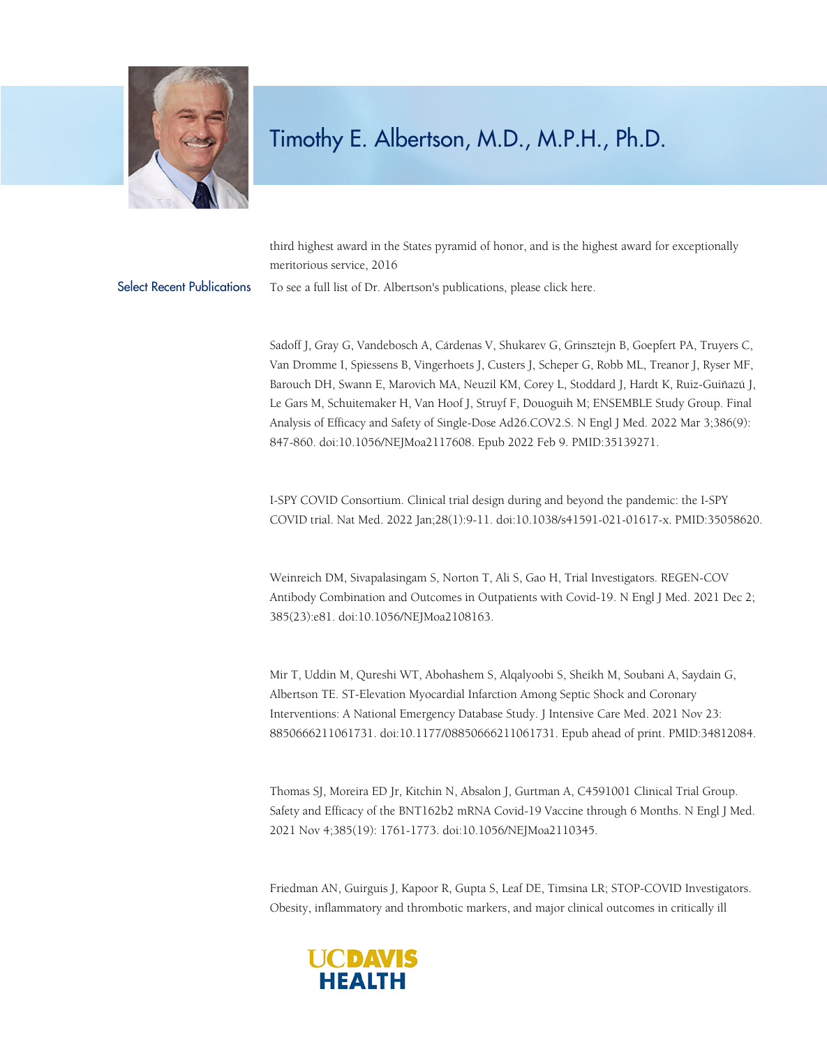# Timothy E. Albertson, M.D., M.P.H., Ph.D.

third highest award in the States pyramid of honor, and is the highest award for exceptionally meritorious service, 2016

## Select Recent Publications

To see a full list of Dr. Albertson's publications, please click here.

Sadoff J, Gray G, Vandebosch A, Cárdenas V, Shukarev G, Grinsztejn B, Goepfert PA, Truyers C, Van Dromme I, Spiessens B, Vingerhoets J, Custers J, Scheper G, Robb ML, Treanor J, Ryser MF, Barouch DH, Swann E, Marovich MA, Neuzil KM, Corey L, Stoddard J, Hardt K, Ruiz-Guiñazú J, Le Gars M, Schuitemaker H, Van Hoof J, Struyf F, Douoguih M; ENSEMBLE Study Group. Final Analysis of Efficacy and Safety of Single-Dose Ad26.COV2.S. N Engl J Med. 2022 Mar 3;386(9): 847-860. doi:10.1056/NEJMoa2117608. Epub 2022 Feb 9. PMID:35139271.

I-SPY COVID Consortium. Clinical trial design during and beyond the pandemic: the I-SPY COVID trial. Nat Med. 2022 Jan;28(1):9-11. doi:10.1038/s41591-021-01617-x. PMID:35058620.

Weinreich DM, Sivapalasingam S, Norton T, Ali S, Gao H, Trial Investigators. REGEN-COV Antibody Combination and Outcomes in Outpatients with Covid-19. N Engl J Med. 2021 Dec 2; 385(23):e81. doi:10.1056/NEJMoa2108163.

Mir T, Uddin M, Qureshi WT, Abohashem S, Alqalyoobi S, Sheikh M, Soubani A, Saydain G, Albertson TE. ST-Elevation Myocardial Infarction Among Septic Shock and Coronary Interventions: A National Emergency Database Study. J Intensive Care Med. 2021 Nov 23: 8850666211061731. doi:10.1177/08850666211061731. Epub ahead of print. PMID:34812084.

Thomas SJ, Moreira ED Jr, Kitchin N, Absalon J, Gurtman A, C4591001 Clinical Trial Group. Safety and Efficacy of the BNT162b2 mRNA Covid-19 Vaccine through 6 Months. N Engl J Med. 2021 Nov 4;385(19): 1761-1773. doi:10.1056/NEJMoa2110345.

Friedman AN, Guirguis J, Kapoor R, Gupta S, Leaf DE, Timsina LR; STOP-COVID Investigators. Obesity, inflammatory and thrombotic markers, and major clinical outcomes in critically ill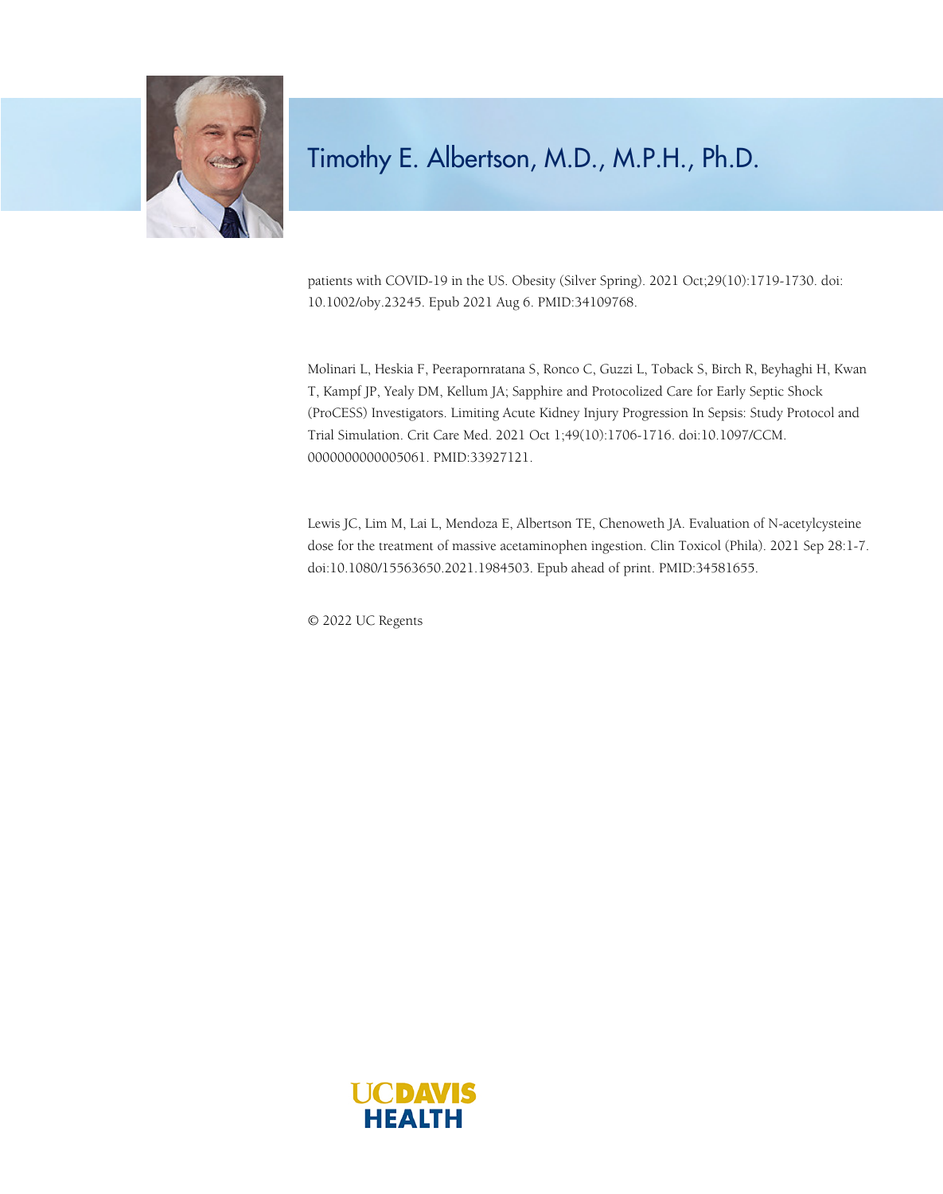# Timothy E. Albertson, M.D., M.P.H., Ph.D.

patients with COVID-19 in the US. Obesity (Silver Spring). 2021 Oct;29(10):1719-1730. doi: 10.1002/oby.23245. Epub 2021 Aug 6. PMID:34109768.

Molinari L, Heskia F, Peerapornratana S, Ronco C, Guzzi L, Toback S, Birch R, Beyhaghi H, Kwan T, Kampf JP, Yealy DM, Kellum JA; Sapphire and Protocolized Care for Early Septic Shock (ProCESS) Investigators. Limiting Acute Kidney Injury Progression In Sepsis: Study Protocol and Trial Simulation. Crit Care Med. 2021 Oct 1;49(10):1706-1716. doi:10.1097/CCM.0000000000005061. PMID:33927121.

Lewis JC, Lim M, Lai L, Mendoza E, Albertson TE, Chenoweth JA. Evaluation of N-acetylcysteine dose for the treatment of massive acetaminophen ingestion. Clin Toxicol (Phila). 2021 Sep 28:1-7. doi:10.1080/15563650.2021.1984503. Epub ahead of print. PMID:34581655.

© 2022 UC Regents

UC DAVIS HEALTH